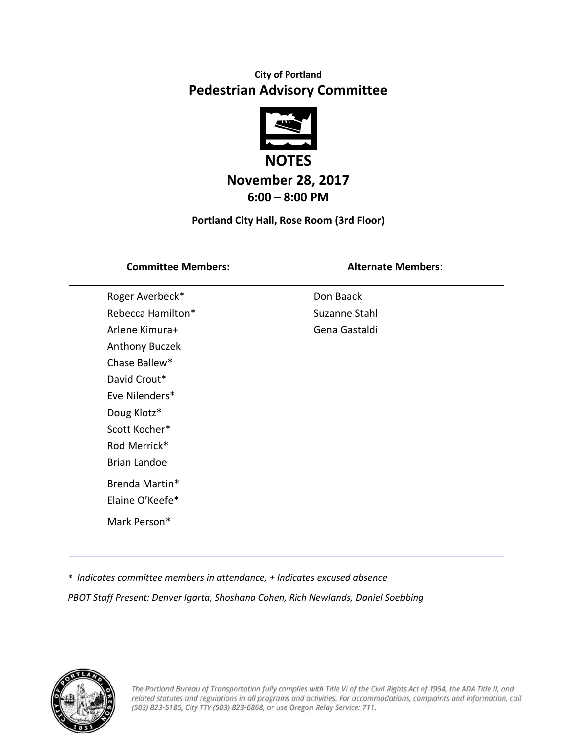**City of Portland**

# Pedestrian Advisory Committee

## NOTES

### November 28, 2017

### 6:00 – 8:00 PM

**Portland City Hall, Rose Room (3rd Floor)**

| Committee Members: | Alternate Members: |
|---|---|
| Roger Averbeck* | Don Baack |
| Rebecca Hamilton* | Suzanne Stahl |
| Arlene Kimura+ | Gena Gastaldi |
| Anthony Buczek | |
| Chase Ballew* | |
| David Crout* | |
| Eve Nilenders* | |
| Doug Klotz* | |
| Scott Kocher* | |
| Rod Merrick* | |
| Brian Landoe | |
| Brenda Martin* | |
| Elaine O'Keefe* | |
| Mark Person* | |

\* *Indicates committee members in attendance, + Indicates excused absence*

*PBOT Staff Present: Denver Igarta, Shoshana Cohen, Rich Newlands, Daniel Soebbing*

*The Portland Bureau of Transportation fully complies with Title VI of the Civil Rights Act of 1964, the ADA Title II, and related statutes and regulations in all programs and activities. For accommodations, complaints and information, call (503) 823-5185, City TTY (503) 823-6868, or use Oregon Relay Service: 711.*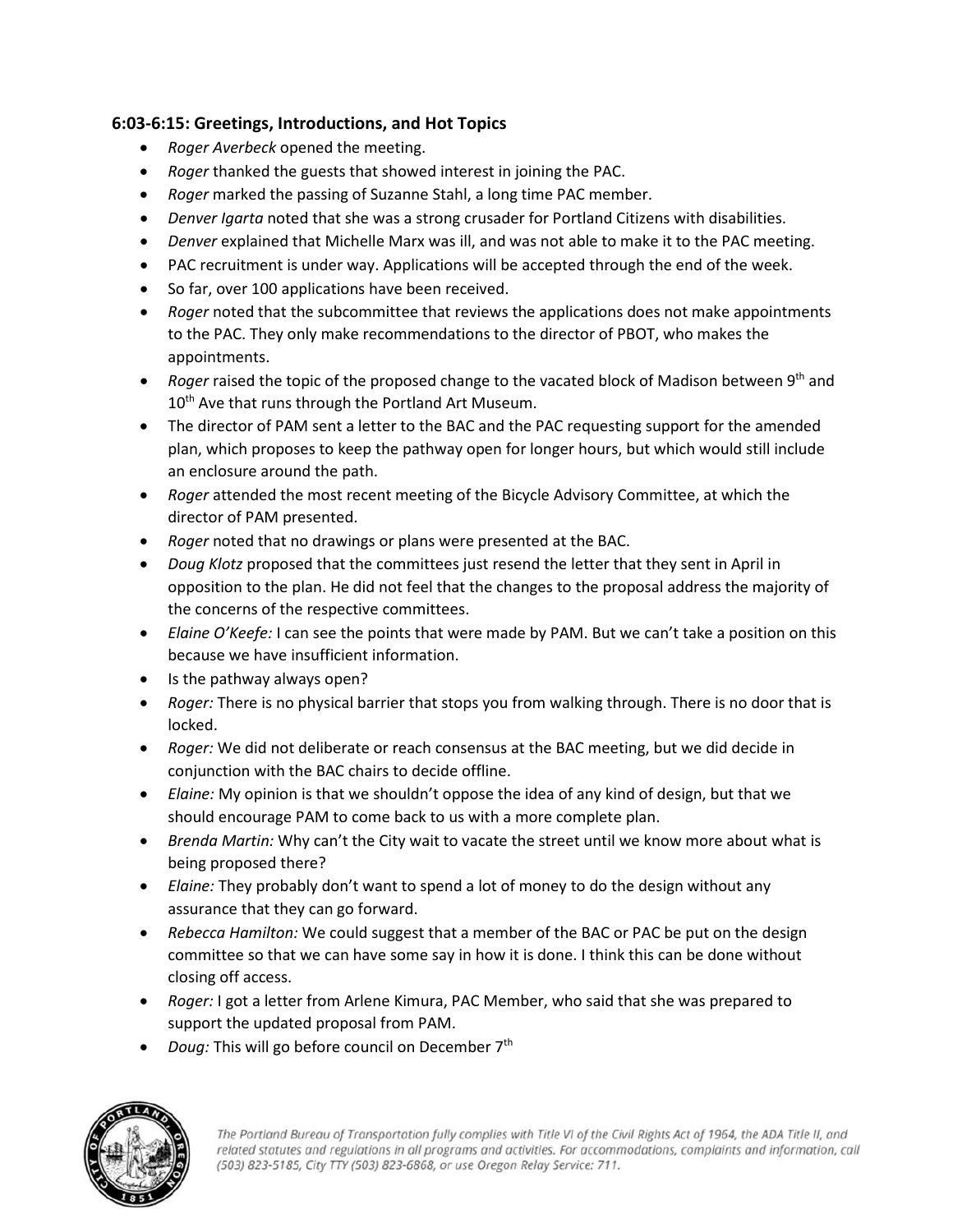### 6:03-6:15: Greetings, Introductions, and Hot Topics

- *Roger Averbeck* opened the meeting.
- *Roger* thanked the guests that showed interest in joining the PAC.
- *Roger* marked the passing of Suzanne Stahl, a long time PAC member.
- *Denver Igarta* noted that she was a strong crusader for Portland Citizens with disabilities.
- *Denver* explained that Michelle Marx was ill, and was not able to make it to the PAC meeting.
- PAC recruitment is under way. Applications will be accepted through the end of the week.
- So far, over 100 applications have been received.
- *Roger* noted that the subcommittee that reviews the applications does not make appointments to the PAC. They only make recommendations to the director of PBOT, who makes the appointments.
- *Roger* raised the topic of the proposed change to the vacated block of Madison between 9th and 10th Ave that runs through the Portland Art Museum.
- The director of PAM sent a letter to the BAC and the PAC requesting support for the amended plan, which proposes to keep the pathway open for longer hours, but which would still include an enclosure around the path.
- *Roger* attended the most recent meeting of the Bicycle Advisory Committee, at which the director of PAM presented.
- *Roger* noted that no drawings or plans were presented at the BAC.
- *Doug Klotz* proposed that the committees just resend the letter that they sent in April in opposition to the plan. He did not feel that the changes to the proposal address the majority of the concerns of the respective committees.
- *Elaine O'Keefe:* I can see the points that were made by PAM. But we can't take a position on this because we have insufficient information.
- Is the pathway always open?
- *Roger:* There is no physical barrier that stops you from walking through. There is no door that is locked.
- *Roger:* We did not deliberate or reach consensus at the BAC meeting, but we did decide in conjunction with the BAC chairs to decide offline.
- *Elaine:* My opinion is that we shouldn't oppose the idea of any kind of design, but that we should encourage PAM to come back to us with a more complete plan.
- *Brenda Martin:* Why can't the City wait to vacate the street until we know more about what is being proposed there?
- *Elaine:* They probably don't want to spend a lot of money to do the design without any assurance that they can go forward.
- *Rebecca Hamilton:* We could suggest that a member of the BAC or PAC be put on the design committee so that we can have some say in how it is done. I think this can be done without closing off access.
- *Roger:* I got a letter from Arlene Kimura, PAC Member, who said that she was prepared to support the updated proposal from PAM.
- *Doug:* This will go before council on December 7th

*The Portland Bureau of Transportation fully complies with Title VI of the Civil Rights Act of 1964, the ADA Title II, and related statutes and regulations in all programs and activities. For accommodations, complaints and information, call (503) 823-5185, City TTY (503) 823-6868, or use Oregon Relay Service: 711.*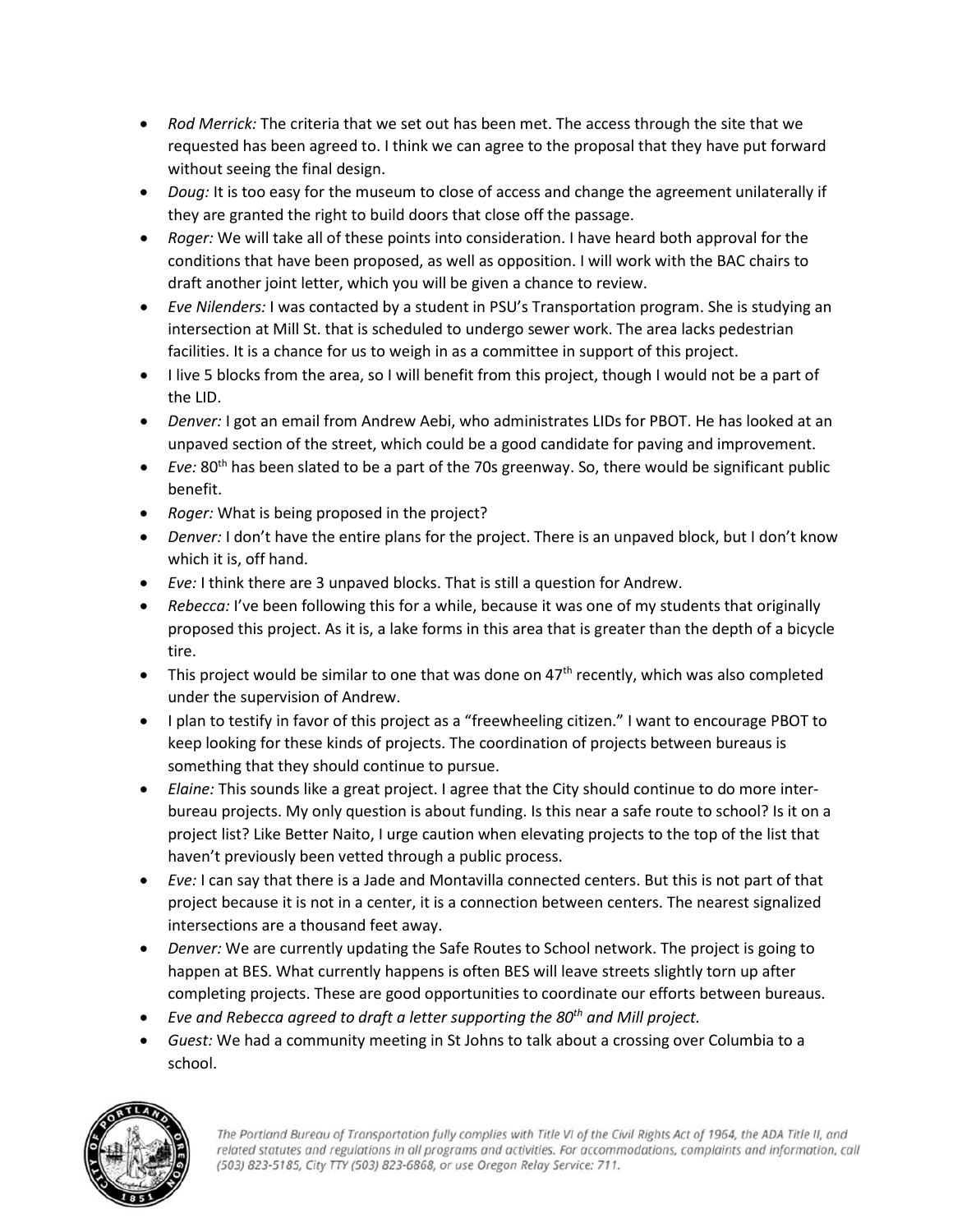- *Rod Merrick:* The criteria that we set out has been met. The access through the site that we requested has been agreed to. I think we can agree to the proposal that they have put forward without seeing the final design.
- *Doug:* It is too easy for the museum to close of access and change the agreement unilaterally if they are granted the right to build doors that close off the passage.
- *Roger:* We will take all of these points into consideration. I have heard both approval for the conditions that have been proposed, as well as opposition. I will work with the BAC chairs to draft another joint letter, which you will be given a chance to review.
- *Eve Nilenders:* I was contacted by a student in PSU's Transportation program. She is studying an intersection at Mill St. that is scheduled to undergo sewer work. The area lacks pedestrian facilities. It is a chance for us to weigh in as a committee in support of this project.
- I live 5 blocks from the area, so I will benefit from this project, though I would not be a part of the LID.
- *Denver:* I got an email from Andrew Aebi, who administrates LIDs for PBOT. He has looked at an unpaved section of the street, which could be a good candidate for paving and improvement.
- *Eve:* 80th has been slated to be a part of the 70s greenway. So, there would be significant public benefit.
- *Roger:* What is being proposed in the project?
- *Denver:* I don't have the entire plans for the project. There is an unpaved block, but I don't know which it is, off hand.
- *Eve:* I think there are 3 unpaved blocks. That is still a question for Andrew.
- *Rebecca:* I've been following this for a while, because it was one of my students that originally proposed this project. As it is, a lake forms in this area that is greater than the depth of a bicycle tire.
- This project would be similar to one that was done on 47th recently, which was also completed under the supervision of Andrew.
- I plan to testify in favor of this project as a "freewheeling citizen." I want to encourage PBOT to keep looking for these kinds of projects. The coordination of projects between bureaus is something that they should continue to pursue.
- *Elaine:* This sounds like a great project. I agree that the City should continue to do more inter-bureau projects. My only question is about funding. Is this near a safe route to school? Is it on a project list? Like Better Naito, I urge caution when elevating projects to the top of the list that haven't previously been vetted through a public process.
- *Eve:* I can say that there is a Jade and Montavilla connected centers. But this is not part of that project because it is not in a center, it is a connection between centers. The nearest signalized intersections are a thousand feet away.
- *Denver:* We are currently updating the Safe Routes to School network. The project is going to happen at BES. What currently happens is often BES will leave streets slightly torn up after completing projects. These are good opportunities to coordinate our efforts between bureaus.
- *Eve and Rebecca agreed to draft a letter supporting the 80th and Mill project.*
- *Guest:* We had a community meeting in St Johns to talk about a crossing over Columbia to a school.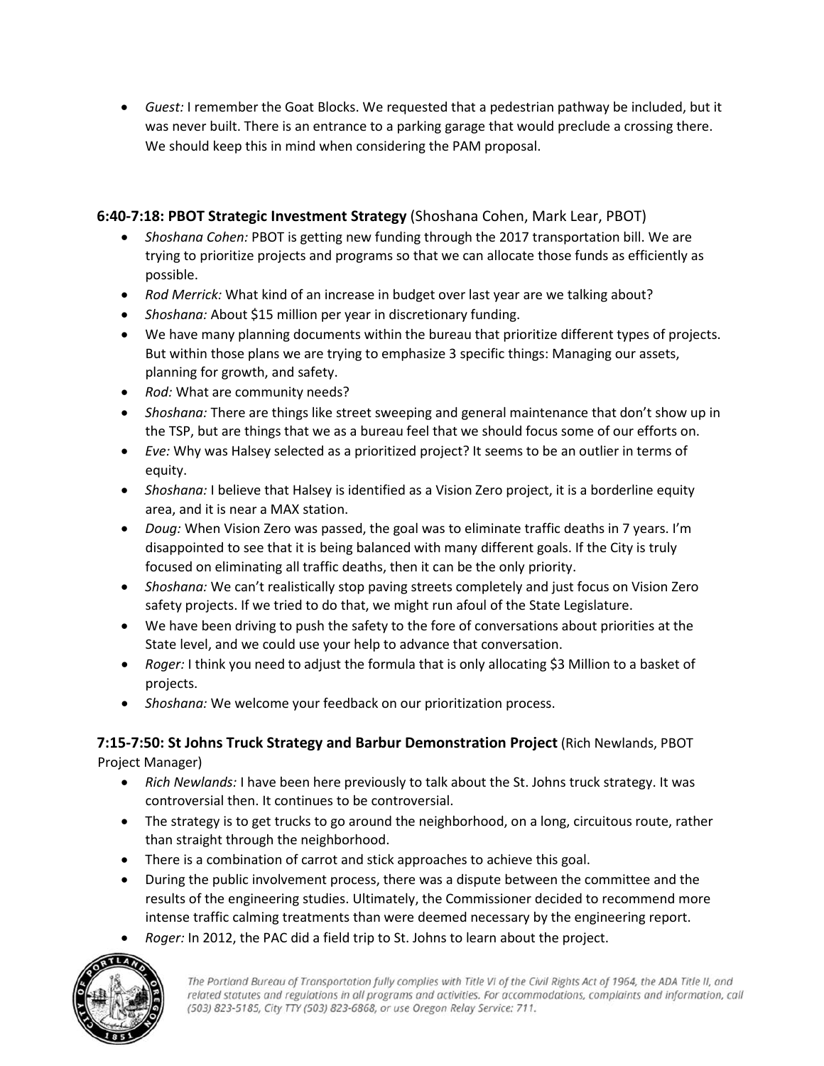- *Guest:* I remember the Goat Blocks. We requested that a pedestrian pathway be included, but it was never built. There is an entrance to a parking garage that would preclude a crossing there. We should keep this in mind when considering the PAM proposal.

### 6:40-7:18: PBOT Strategic Investment Strategy (Shoshana Cohen, Mark Lear, PBOT)

- *Shoshana Cohen:* PBOT is getting new funding through the 2017 transportation bill. We are trying to prioritize projects and programs so that we can allocate those funds as efficiently as possible.
- *Rod Merrick:* What kind of an increase in budget over last year are we talking about?
- *Shoshana:* About $15 million per year in discretionary funding.
- We have many planning documents within the bureau that prioritize different types of projects. But within those plans we are trying to emphasize 3 specific things: Managing our assets, planning for growth, and safety.
- *Rod:* What are community needs?
- *Shoshana:* There are things like street sweeping and general maintenance that don't show up in the TSP, but are things that we as a bureau feel that we should focus some of our efforts on.
- *Eve:* Why was Halsey selected as a prioritized project? It seems to be an outlier in terms of equity.
- *Shoshana:* I believe that Halsey is identified as a Vision Zero project, it is a borderline equity area, and it is near a MAX station.
- *Doug:* When Vision Zero was passed, the goal was to eliminate traffic deaths in 7 years. I'm disappointed to see that it is being balanced with many different goals. If the City is truly focused on eliminating all traffic deaths, then it can be the only priority.
- *Shoshana:* We can't realistically stop paving streets completely and just focus on Vision Zero safety projects. If we tried to do that, we might run afoul of the State Legislature.
- We have been driving to push the safety to the fore of conversations about priorities at the State level, and we could use your help to advance that conversation.
- *Roger:* I think you need to adjust the formula that is only allocating $3 Million to a basket of projects.
- *Shoshana:* We welcome your feedback on our prioritization process.

### 7:15-7:50: St Johns Truck Strategy and Barbur Demonstration Project (Rich Newlands, PBOT Project Manager)

- *Rich Newlands:* I have been here previously to talk about the St. Johns truck strategy. It was controversial then. It continues to be controversial.
- The strategy is to get trucks to go around the neighborhood, on a long, circuitous route, rather than straight through the neighborhood.
- There is a combination of carrot and stick approaches to achieve this goal.
- During the public involvement process, there was a dispute between the committee and the results of the engineering studies. Ultimately, the Commissioner decided to recommend more intense traffic calming treatments than were deemed necessary by the engineering report.
- *Roger:* In 2012, the PAC did a field trip to St. Johns to learn about the project.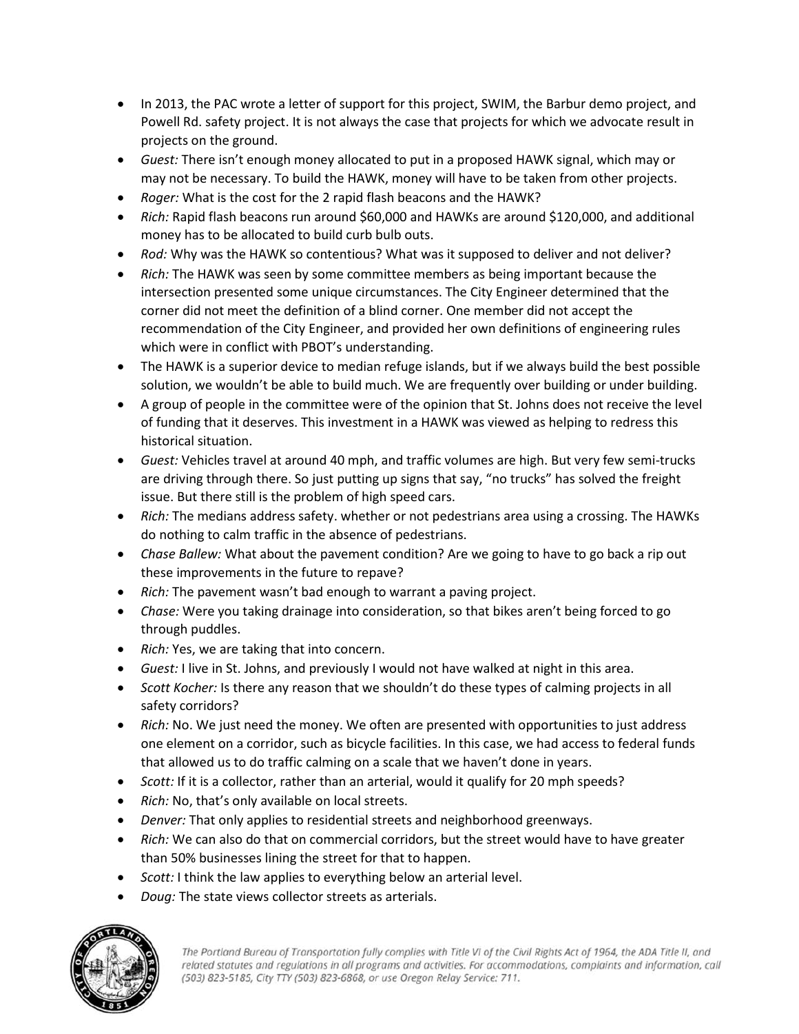- In 2013, the PAC wrote a letter of support for this project, SWIM, the Barbur demo project, and Powell Rd. safety project. It is not always the case that projects for which we advocate result in projects on the ground.
- *Guest:* There isn't enough money allocated to put in a proposed HAWK signal, which may or may not be necessary. To build the HAWK, money will have to be taken from other projects.
- *Roger:* What is the cost for the 2 rapid flash beacons and the HAWK?
- *Rich:* Rapid flash beacons run around $60,000 and HAWKs are around $120,000, and additional money has to be allocated to build curb bulb outs.
- *Rod:* Why was the HAWK so contentious? What was it supposed to deliver and not deliver?
- *Rich:* The HAWK was seen by some committee members as being important because the intersection presented some unique circumstances. The City Engineer determined that the corner did not meet the definition of a blind corner. One member did not accept the recommendation of the City Engineer, and provided her own definitions of engineering rules which were in conflict with PBOT's understanding.
- The HAWK is a superior device to median refuge islands, but if we always build the best possible solution, we wouldn't be able to build much. We are frequently over building or under building.
- A group of people in the committee were of the opinion that St. Johns does not receive the level of funding that it deserves. This investment in a HAWK was viewed as helping to redress this historical situation.
- *Guest:* Vehicles travel at around 40 mph, and traffic volumes are high. But very few semi-trucks are driving through there. So just putting up signs that say, "no trucks" has solved the freight issue. But there still is the problem of high speed cars.
- *Rich:* The medians address safety. whether or not pedestrians area using a crossing. The HAWKs do nothing to calm traffic in the absence of pedestrians.
- *Chase Ballew:* What about the pavement condition? Are we going to have to go back a rip out these improvements in the future to repave?
- *Rich:* The pavement wasn't bad enough to warrant a paving project.
- *Chase:* Were you taking drainage into consideration, so that bikes aren't being forced to go through puddles.
- *Rich:* Yes, we are taking that into concern.
- *Guest:* I live in St. Johns, and previously I would not have walked at night in this area.
- *Scott Kocher:* Is there any reason that we shouldn't do these types of calming projects in all safety corridors?
- *Rich:* No. We just need the money. We often are presented with opportunities to just address one element on a corridor, such as bicycle facilities. In this case, we had access to federal funds that allowed us to do traffic calming on a scale that we haven't done in years.
- *Scott:* If it is a collector, rather than an arterial, would it qualify for 20 mph speeds?
- *Rich:* No, that's only available on local streets.
- *Denver:* That only applies to residential streets and neighborhood greenways.
- *Rich:* We can also do that on commercial corridors, but the street would have to have greater than 50% businesses lining the street for that to happen.
- *Scott:* I think the law applies to everything below an arterial level.
- *Doug:* The state views collector streets as arterials.

*The Portland Bureau of Transportation fully complies with Title VI of the Civil Rights Act of 1964, the ADA Title II, and related statutes and regulations in all programs and activities. For accommodations, complaints and information, call (503) 823-5185, City TTY (503) 823-6868, or use Oregon Relay Service: 711.*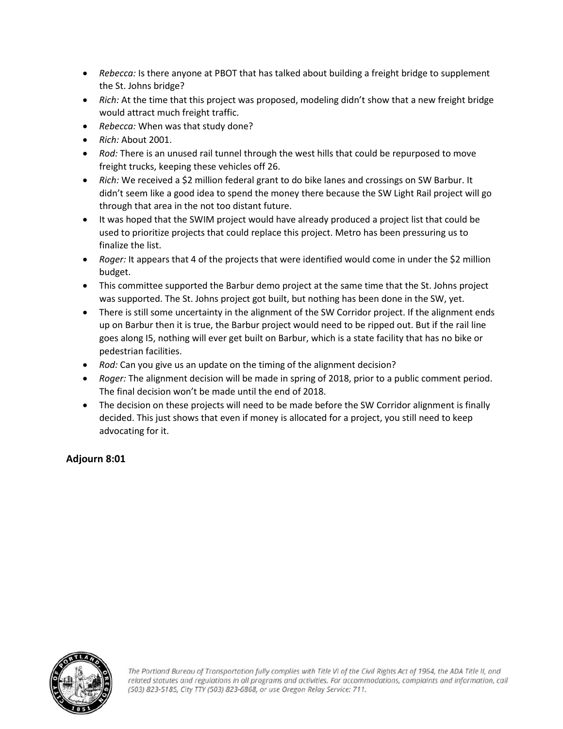- *Rebecca:* Is there anyone at PBOT that has talked about building a freight bridge to supplement the St. Johns bridge?
- *Rich:* At the time that this project was proposed, modeling didn't show that a new freight bridge would attract much freight traffic.
- *Rebecca:* When was that study done?
- *Rich:* About 2001.
- *Rod:* There is an unused rail tunnel through the west hills that could be repurposed to move freight trucks, keeping these vehicles off 26.
- *Rich:* We received a $2 million federal grant to do bike lanes and crossings on SW Barbur. It didn't seem like a good idea to spend the money there because the SW Light Rail project will go through that area in the not too distant future.
- It was hoped that the SWIM project would have already produced a project list that could be used to prioritize projects that could replace this project. Metro has been pressuring us to finalize the list.
- *Roger:* It appears that 4 of the projects that were identified would come in under the $2 million budget.
- This committee supported the Barbur demo project at the same time that the St. Johns project was supported. The St. Johns project got built, but nothing has been done in the SW, yet.
- There is still some uncertainty in the alignment of the SW Corridor project. If the alignment ends up on Barbur then it is true, the Barbur project would need to be ripped out. But if the rail line goes along I5, nothing will ever get built on Barbur, which is a state facility that has no bike or pedestrian facilities.
- *Rod:* Can you give us an update on the timing of the alignment decision?
- *Roger:* The alignment decision will be made in spring of 2018, prior to a public comment period. The final decision won't be made until the end of 2018.
- The decision on these projects will need to be made before the SW Corridor alignment is finally decided. This just shows that even if money is allocated for a project, you still need to keep advocating for it.

**Adjourn 8:01**

*The Portland Bureau of Transportation fully complies with Title VI of the Civil Rights Act of 1964, the ADA Title II, and related statutes and regulations in all programs and activities. For accommodations, complaints and information, call (503) 823-5185, City TTY (503) 823-6868, or use Oregon Relay Service: 711.*